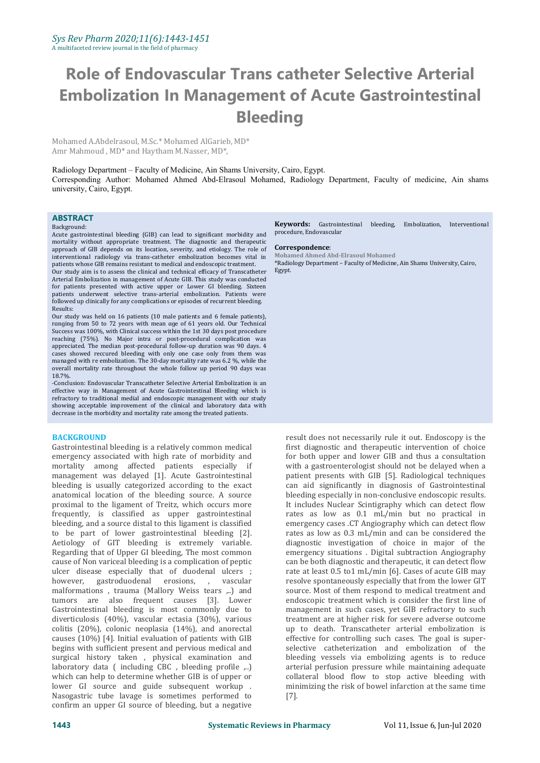# Role of Endovascular Trans catheter Selective Arterial Embolization In Management of Acute Gastrointestinal Bleeding

Mohamed A.Abdelrasoul, M.Sc.* Mohamed AlGarieb, MD*
Amr Mahmoud , MD* and Haytham M.Nasser, MD*,

Radiology Department – Faculty of Medicine, Ain Shams University, Cairo, Egypt.
Corresponding Author: Mohamed Ahmed Abd-Elrasoul Mohamed, Radiology Department, Faculty of medicine, Ain shams university, Cairo, Egypt.

## ABSTRACT

Background:
Acute gastrointestinal bleeding (GIB) can lead to significant morbidity and mortality without appropriate treatment. The diagnostic and therapeutic approach of GIB depends on its location, severity, and etiology. The role of interventional radiology via trans-catheter embolization becomes vital in patients whose GIB remains resistant to medical and endoscopic treatment.
Our study aim is to assess the clinical and technical efficacy of Transcatheter Arterial Embolization in management of Acute GIB. This study was conducted for patients presented with active upper or Lower GI bleeding. Sixteen patients underwent selective trans-arterial embolization. Patients were followed up clinically for any complications or episodes of recurrent bleeding.
Results:
Our study was held on 16 patients (10 male patients and 6 female patients), ranging from 50 to 72 years with mean age of 61 years old. Our Technical Success was 100%, with Clinical success within the 1st 30 days post procedure reaching (75%). No Major intra or post-procedural complication was appreciated. The median post-procedural follow-up duration was 90 days. 4 cases showed reccured bleeding with only one case only from them was managed with re embolization. The 30-day mortality rate was 6.2 %, while the overall mortality rate throughout the whole follow up period 90 days was 18.7%.
-Conclusion: Endovascular Transcatheter Selective Arterial Embolization is an effective way in Management of Acute Gastrointestinal Bleeding which is refractory to traditional medial and endoscopic management with our study showing acceptable improvement of the clinical and laboratory data with decrease in the morbidity and mortality rate among the treated patients.

**Keywords:** Gastrointestinal bleeding, Embolization, Interventional procedure, Endovascular

**Correspondence**:
Mohamed Ahmed Abd-Elrasoul Mohamed
*Radiology Department – Faculty of Medicine, Ain Shams University, Cairo, Egypt.

## BACKGROUND

Gastrointestinal bleeding is a relatively common medical emergency associated with high rate of morbidity and mortality among affected patients especially if management was delayed [1]. Acute Gastrointestinal bleeding is usually categorized according to the exact anatomical location of the bleeding source. A source proximal to the ligament of Treitz, which occurs more frequently, is classified as upper gastrointestinal bleeding, and a source distal to this ligament is classified to be part of lower gastrointestinal bleeding [2]. Aetiology of GIT bleeding is extremely variable. Regarding that of Upper GI bleeding, The most common cause of Non variceal bleeding is a complication of peptic ulcer disease especially that of duodenal ulcers ; however, gastroduodenal erosions, , vascular malformations , trauma (Mallory Weiss tears ,..) and tumors are also frequent causes [3]. Lower Gastrointestinal bleeding is most commonly due to diverticulosis (40%), vascular ectasia (30%), various colitis (20%), colonic neoplasia (14%), and anorectal causes (10%) [4]. Initial evaluation of patients with GIB begins with sufficient present and pervious medical and surgical history taken , physical examination and laboratory data ( including CBC , bleeding profile ,..) which can help to determine whether GIB is of upper or lower GI source and guide subsequent workup . Nasogastric tube lavage is sometimes performed to confirm an upper GI source of bleeding, but a negative result does not necessarily rule it out. Endoscopy is the first diagnostic and therapeutic intervention of choice for both upper and lower GIB and thus a consultation with a gastroenterologist should not be delayed when a patient presents with GIB [5]. Radiological techniques can aid significantly in diagnosis of Gastrointestinal bleeding especially in non-conclusive endoscopic results. It includes Nuclear Scintigraphy which can detect flow rates as low as 0.1 mL/min but no practical in emergency cases .CT Angiography which can detect flow rates as low as 0.3 mL/min and can be considered the diagnostic investigation of choice in major of the emergency situations . Digital subtraction Angiography can be both diagnostic and therapeutic, it can detect flow rate at least 0.5 to1 mL/min [6]. Cases of acute GIB may resolve spontaneously especially that from the lower GIT source. Most of them respond to medical treatment and endoscopic treatment which is consider the first line of management in such cases, yet GIB refractory to such treatment are at higher risk for severe adverse outcome up to death. Transcatheter arterial embolization is effective for controlling such cases. The goal is super-selective catheterization and embolization of the bleeding vessels via embolizing agents is to reduce arterial perfusion pressure while maintaining adequate collateral blood flow to stop active bleeding with minimizing the risk of bowel infarction at the same time [7].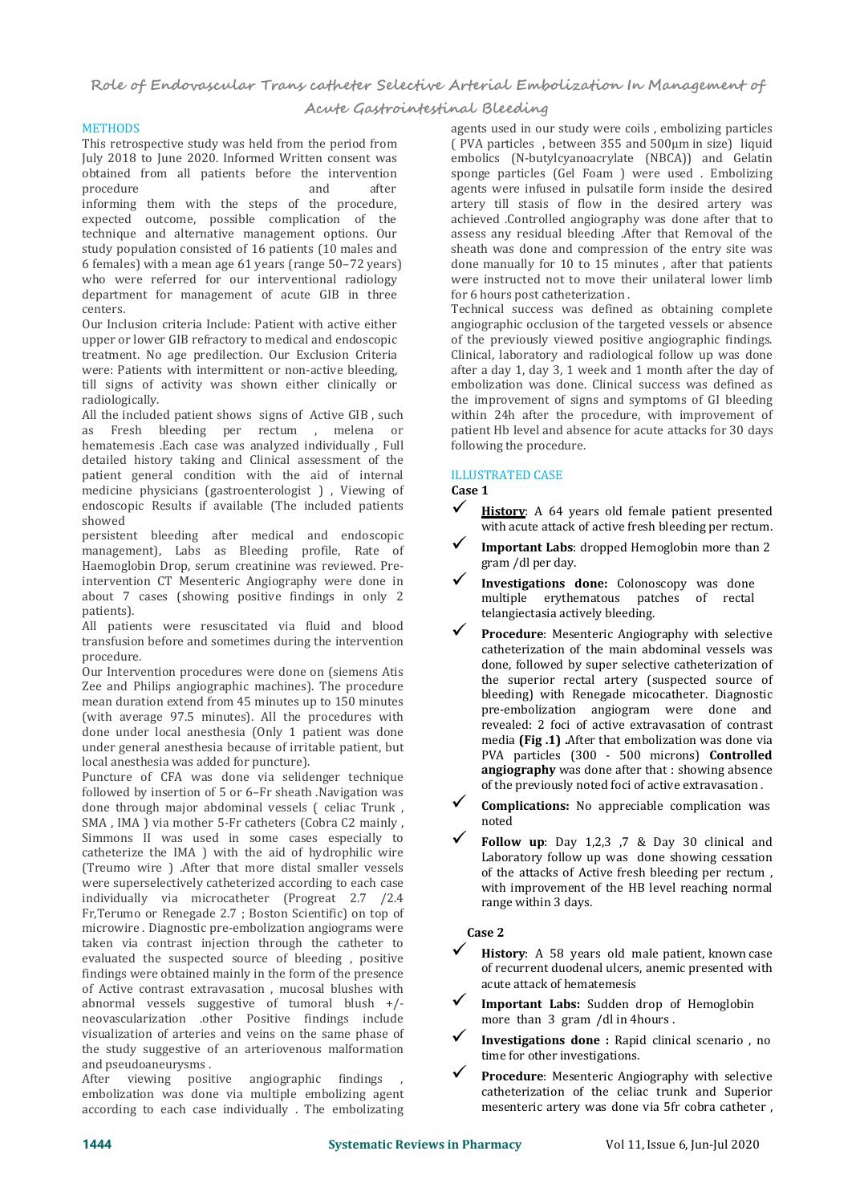## METHODS

This retrospective study was held from the period from July 2018 to June 2020. Informed Written consent was obtained from all patients before the intervention procedure and after informing them with the steps of the procedure, expected outcome, possible complication of the technique and alternative management options. Our study population consisted of 16 patients (10 males and 6 females) with a mean age 61 years (range 50–72 years) who were referred for our interventional radiology department for management of acute GIB in three centers.

Our Inclusion criteria Include: Patient with active either upper or lower GIB refractory to medical and endoscopic treatment. No age predilection. Our Exclusion Criteria were: Patients with intermittent or non-active bleeding, till signs of activity was shown either clinically or radiologically.

All the included patient shows signs of Active GIB , such as Fresh bleeding per rectum , melena or hematemesis .Each case was analyzed individually , Full detailed history taking and Clinical assessment of the patient general condition with the aid of internal medicine physicians (gastroenterologist ) , Viewing of endoscopic Results if available (The included patients showed persistent bleeding after medical and endoscopic management), Labs as Bleeding profile, Rate of Haemoglobin Drop, serum creatinine was reviewed. Pre-intervention CT Mesenteric Angiography were done in about 7 cases (showing positive findings in only 2 patients).

All patients were resuscitated via fluid and blood transfusion before and sometimes during the intervention procedure.

Our Intervention procedures were done on (siemens Atis Zee and Philips angiographic machines). The procedure mean duration extend from 45 minutes up to 150 minutes (with average 97.5 minutes). All the procedures with done under local anesthesia (Only 1 patient was done under general anesthesia because of irritable patient, but local anesthesia was added for puncture).

Puncture of CFA was done via selidenger technique followed by insertion of 5 or 6–Fr sheath .Navigation was done through major abdominal vessels ( celiac Trunk , SMA , IMA ) via mother 5-Fr catheters (Cobra C2 mainly , Simmons II was used in some cases especially to catheterize the IMA ) with the aid of hydrophilic wire (Treumo wire ) .After that more distal smaller vessels were superselectively catheterized according to each case individually via microcatheter (Progreat 2.7 /2.4 Fr,Terumo or Renegade 2.7 ; Boston Scientific) on top of microwire . Diagnostic pre-embolization angiograms were taken via contrast injection through the catheter to evaluated the suspected source of bleeding , positive findings were obtained mainly in the form of the presence of Active contrast extravasation , mucosal blushes with abnormal vessels suggestive of tumoral blush +/- neovascularization .other Positive findings include visualization of arteries and veins on the same phase of the study suggestive of an arteriovenous malformation and pseudoaneurysms .

After viewing positive angiographic findings , embolization was done via multiple embolizing agent according to each case individually . The embolizing agents used in our study were coils , embolizing particles ( PVA particles , between 355 and 500μm in size) liquid embolics (N-butylcyanoacrylate (NBCA)) and Gelatin sponge particles (Gel Foam ) were used . Embolizing agents were infused in pulsatile form inside the desired artery till stasis of flow in the desired artery was achieved .Controlled angiography was done after that to assess any residual bleeding .After that Removal of the sheath was done and compression of the entry site was done manually for 10 to 15 minutes , after that patients were instructed not to move their unilateral lower limb for 6 hours post catheterization .

Technical success was defined as obtaining complete angiographic occlusion of the targeted vessels or absence of the previously viewed positive angiographic findings. Clinical, laboratory and radiological follow up was done after a day 1, day 3, 1 week and 1 month after the day of embolization was done. Clinical success was defined as the improvement of signs and symptoms of GI bleeding within 24h after the procedure, with improvement of patient Hb level and absence for acute attacks for 30 days following the procedure.

## ILLUSTRATED CASE

### Case 1

- ✓ <u>**History**</u>: A 64 years old female patient presented with acute attack of active fresh bleeding per rectum.
- ✓ **Important Labs**: dropped Hemoglobin more than 2 gram /dl per day.
- ✓ **Investigations done:** Colonoscopy was done multiple erythematous patches of rectal telangiectasia actively bleeding.
- ✓ **Procedure**: Mesenteric Angiography with selective catheterization of the main abdominal vessels was done, followed by super selective catheterization of the superior rectal artery (suspected source of bleeding) with Renegade micocatheter. Diagnostic pre-embolization angiogram were done and revealed: 2 foci of active extravasation of contrast media **(Fig .1) .**After that embolization was done via PVA particles (300 - 500 microns) **Controlled angiography** was done after that : showing absence of the previously noted foci of active extravasation .
- ✓ **Complications:** No appreciable complication was noted
- ✓ **Follow up**: Day 1,2,3 ,7 & Day 30 clinical and Laboratory follow up was done showing cessation of the attacks of Active fresh bleeding per rectum , with improvement of the HB level reaching normal range within 3 days.

### Case 2

- ✓ **History**: A 58 years old male patient, known case of recurrent duodenal ulcers, anemic presented with acute attack of hematemesis
- ✓ **Important Labs:** Sudden drop of Hemoglobin more than 3 gram /dl in 4hours .
- ✓ **Investigations done :** Rapid clinical scenario , no time for other investigations.
- ✓ **Procedure**: Mesenteric Angiography with selective catheterization of the celiac trunk and Superior mesenteric artery was done via 5fr cobra catheter ,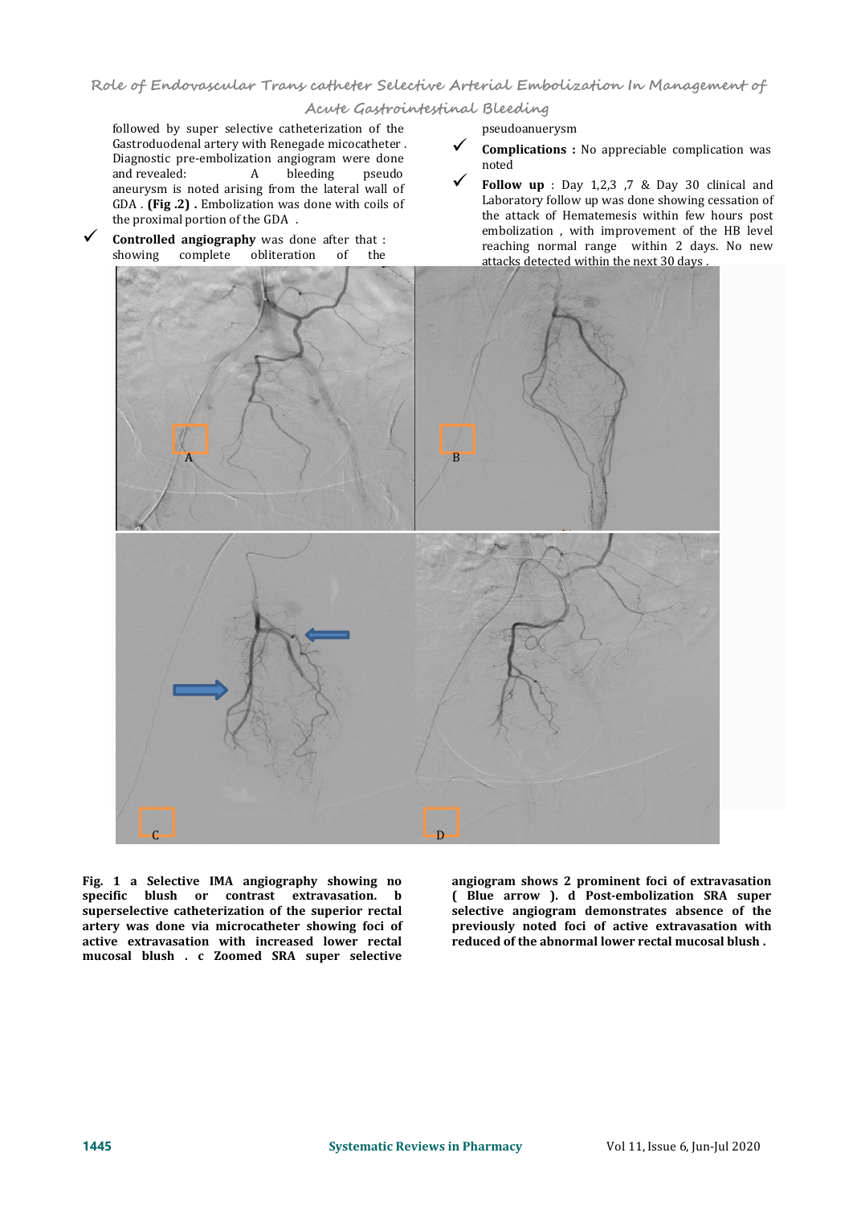followed by super selective catheterization of the Gastroduodenal artery with Renegade micocatheter . Diagnostic pre-embolization angiogram were done and revealed: A bleeding pseudo aneurysm is noted arising from the lateral wall of GDA . **(Fig .2) .** Embolization was done with coils of the proximal portion of the GDA .

- ✓ **Controlled angiography** was done after that : showing complete obliteration of the pseudoanuerysm
- ✓ **Complications :** No appreciable complication was noted
- ✓ **Follow up** : Day 1,2,3 ,7 & Day 30 clinical and Laboratory follow up was done showing cessation of the attack of Hematemesis within few hours post embolization , with improvement of the HB level reaching normal range within 2 days. No new attacks detected within the next 30 days .

**Fig. 1 a Selective IMA angiography showing no specific blush or contrast extravasation. b superselective catheterization of the superior rectal artery was done via microcatheter showing foci of active extravasation with increased lower rectal mucosal blush . c Zoomed SRA super selective angiogram shows 2 prominent foci of extravasation ( Blue arrow ). d Post-embolization SRA super selective angiogram demonstrates absence of the previously noted foci of active extravasation with reduced of the abnormal lower rectal mucosal blush .**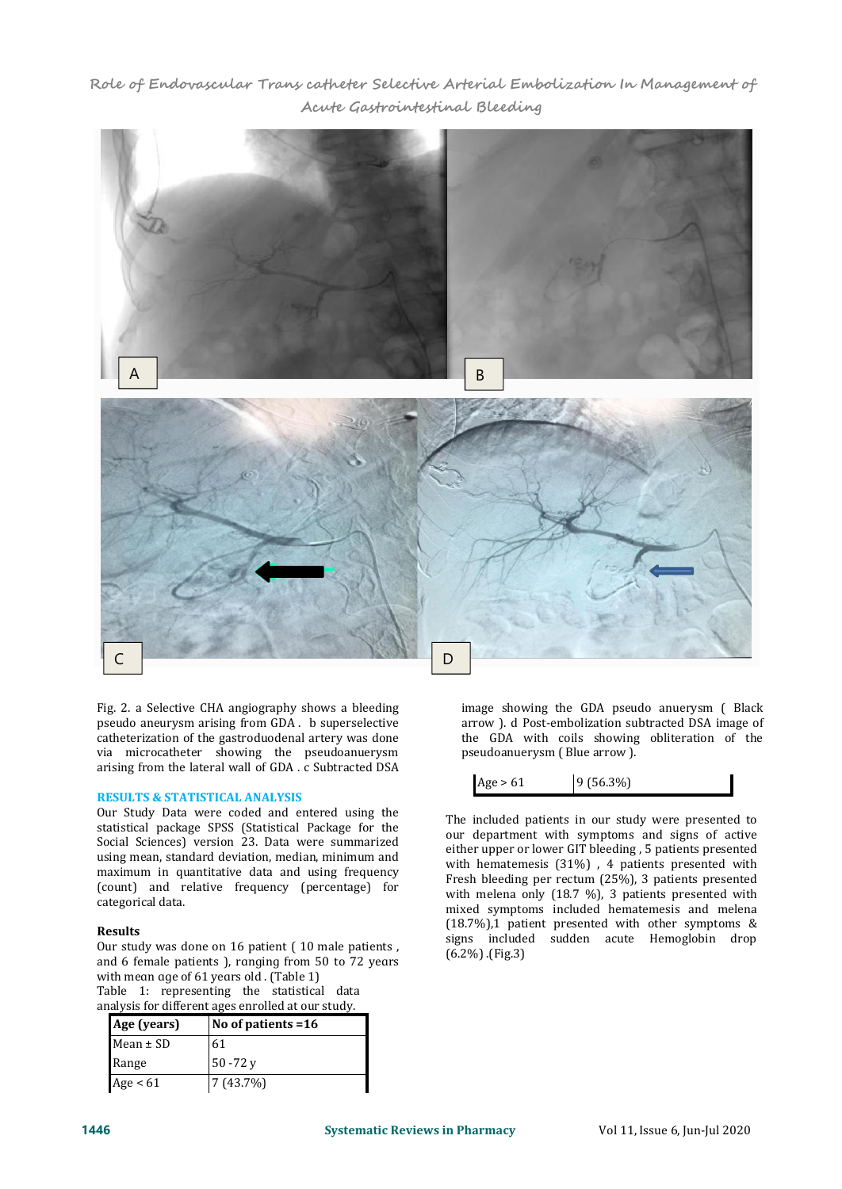Fig. 2. a Selective CHA angiography shows a bleeding pseudo aneurysm arising from GDA . b superselective catheterization of the gastroduodenal artery was done via microcatheter showing the pseudoanuerysm arising from the lateral wall of GDA . c Subtracted DSA image showing the GDA pseudo anuerysm ( Black arrow ). d Post-embolization subtracted DSA image of the GDA with coils showing obliteration of the pseudoanuerysm ( Blue arrow ).

## RESULTS & STATISTICAL ANALYSIS

Our Study Data were coded and entered using the statistical package SPSS (Statistical Package for the Social Sciences) version 23. Data were summarized using mean, standard deviation, median, minimum and maximum in quantitative data and using frequency (count) and relative frequency (percentage) for categorical data.

### Results

Our study was done on 16 patient ( 10 male patients , and 6 female patients ), ranging from 50 to 72 years with mean age of 61 years old . (Table 1)

Table 1: representing the statistical data analysis for different ages enrolled at our study.

| Age (years) | No of patients =16 |
|---|---|
| Mean ± SD | 61 |
| Range | 50 -72 y |
| Age < 61 | 7 (43.7%) |
| Age > 61 | 9 (56.3%) |

The included patients in our study were presented to our department with symptoms and signs of active either upper or lower GIT bleeding , 5 patients presented with hematemesis (31%) , 4 patients presented with Fresh bleeding per rectum (25%), 3 patients presented with melena only (18.7 %), 3 patients presented with mixed symptoms included hematemesis and melena (18.7%),1 patient presented with other symptoms & signs included sudden acute Hemoglobin drop (6.2%) .(Fig.3)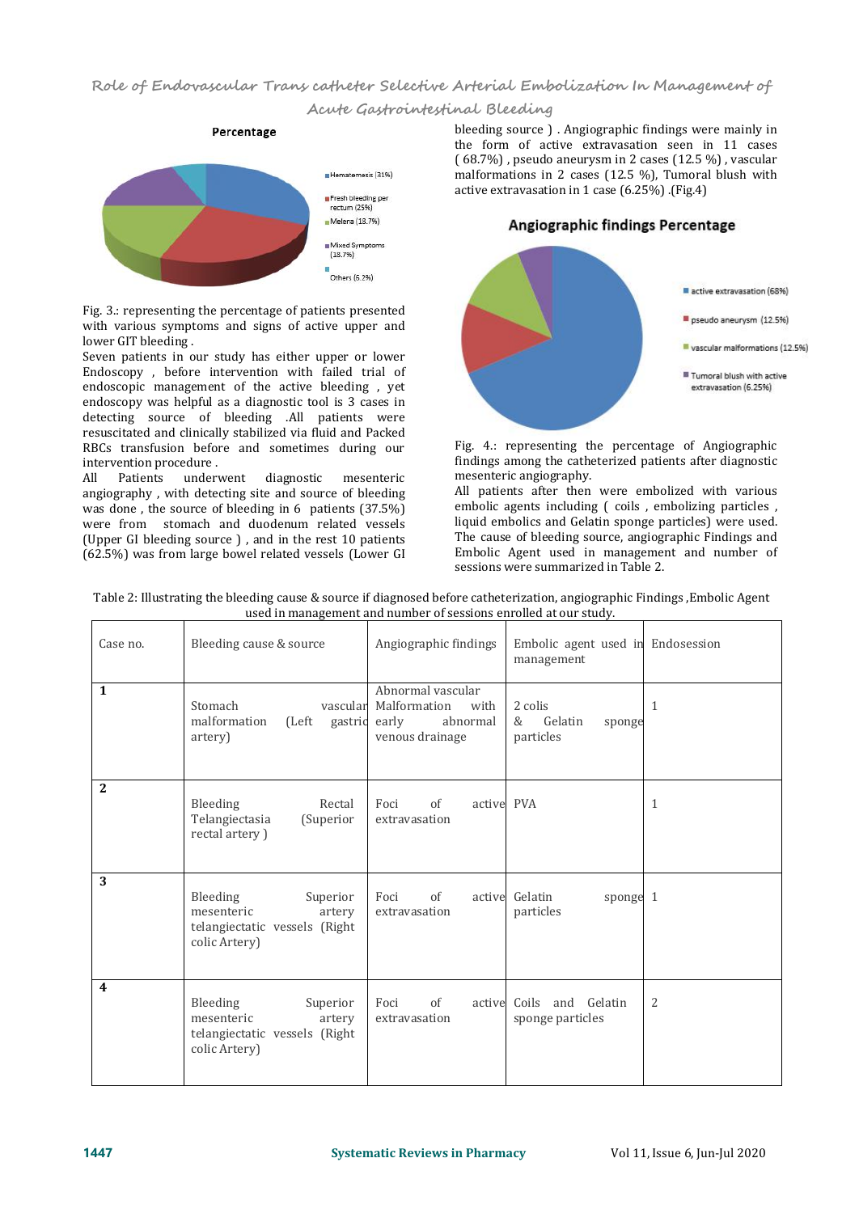Fig. 3.: representing the percentage of patients presented with various symptoms and signs of active upper and lower GIT bleeding .

Seven patients in our study has either upper or lower Endoscopy , before intervention with failed trial of endoscopic management of the active bleeding , yet endoscopy was helpful as a diagnostic tool is 3 cases in detecting source of bleeding .All patients were resuscitated and clinically stabilized via fluid and Packed RBCs transfusion before and sometimes during our intervention procedure .

All Patients underwent diagnostic mesenteric angiography , with detecting site and source of bleeding was done , the source of bleeding in 6 patients (37.5%) were from stomach and duodenum related vessels (Upper GI bleeding source ) , and in the rest 10 patients (62.5%) was from large bowel related vessels (Lower GI bleeding source ) . Angiographic findings were mainly in the form of active extravasation seen in 11 cases ( 68.7%) , pseudo aneurysm in 2 cases (12.5 %) , vascular malformations in 2 cases (12.5 %), Tumoral blush with active extravasation in 1 case (6.25%) .(Fig.4)

Fig. 4.: representing the percentage of Angiographic findings among the catheterized patients after diagnostic mesenteric angiography.

All patients after then were embolized with various embolic agents including ( coils , embolizing particles , liquid embolics and Gelatin sponge particles) were used. The cause of bleeding source, angiographic Findings and Embolic Agent used in management and number of sessions were summarized in Table 2.

Table 2: Illustrating the bleeding cause & source if diagnosed before catheterization, angiographic Findings ,Embolic Agent used in management and number of sessions enrolled at our study.

| Case no. | Bleeding cause & source | Angiographic findings | Embolic agent used in management | Endosession |
|---|---|---|---|---|
| **1** | Stomach vascular malformation (Left gastric artery) | Abnormal vascular Malformation with early abnormal venous drainage | 2 colis & Gelatin sponge particles | 1 |
| **2** | Bleeding Rectal Telangiectasia (Superior rectal artery ) | Foci of active extravasation | PVA | 1 |
| **3** | Bleeding Superior mesenteric artery telangiectatic vessels (Right colic Artery) | Foci of active extravasation | Gelatin sponge particles | 1 |
| **4** | Bleeding Superior mesenteric artery telangiectatic vessels (Right colic Artery) | Foci of active extravasation | Coils and Gelatin sponge particles | 2 |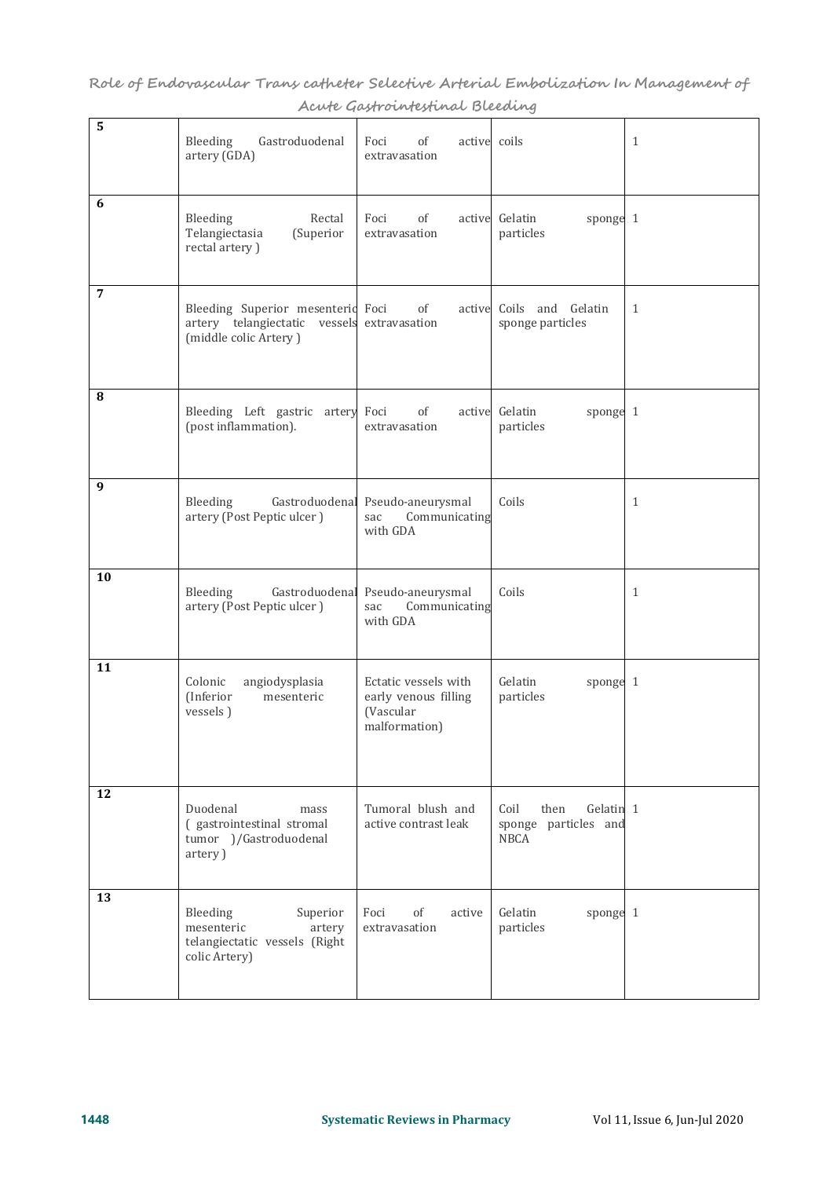| | | | | |
|---|---|---|---|---|
| 5 | Bleeding Gastroduodenal artery (GDA) | Foci of active extravasation | coils | 1 |
| 6 | Bleeding Rectal Telangiectasia (Superior rectal artery ) | Foci of active extravasation | Gelatin sponge particles | 1 |
| 7 | Bleeding Superior mesenteric artery telangiectatic vessels (middle colic Artery ) | Foci of active extravasation | Coils and Gelatin sponge particles | 1 |
| 8 | Bleeding Left gastric artery (post inflammation). | Foci of active extravasation | Gelatin sponge particles | 1 |
| 9 | Bleeding Gastroduodenal artery (Post Peptic ulcer ) | Pseudo-aneurysmal sac Communicating with GDA | Coils | 1 |
| 10 | Bleeding Gastroduodenal artery (Post Peptic ulcer ) | Pseudo-aneurysmal sac Communicating with GDA | Coils | 1 |
| 11 | Colonic angiodysplasia (Inferior mesenteric vessels ) | Ectatic vessels with early venous filling (Vascular malformation) | Gelatin sponge particles | 1 |
| 12 | Duodenal mass ( gastrointestinal stromal tumor )/Gastroduodenal artery ) | Tumoral blush and active contrast leak | Coil then Gelatin sponge particles and NBCA | 1 |
| 13 | Bleeding Superior mesenteric artery telangiectatic vessels (Right colic Artery) | Foci of active extravasation | Gelatin sponge particles | 1 |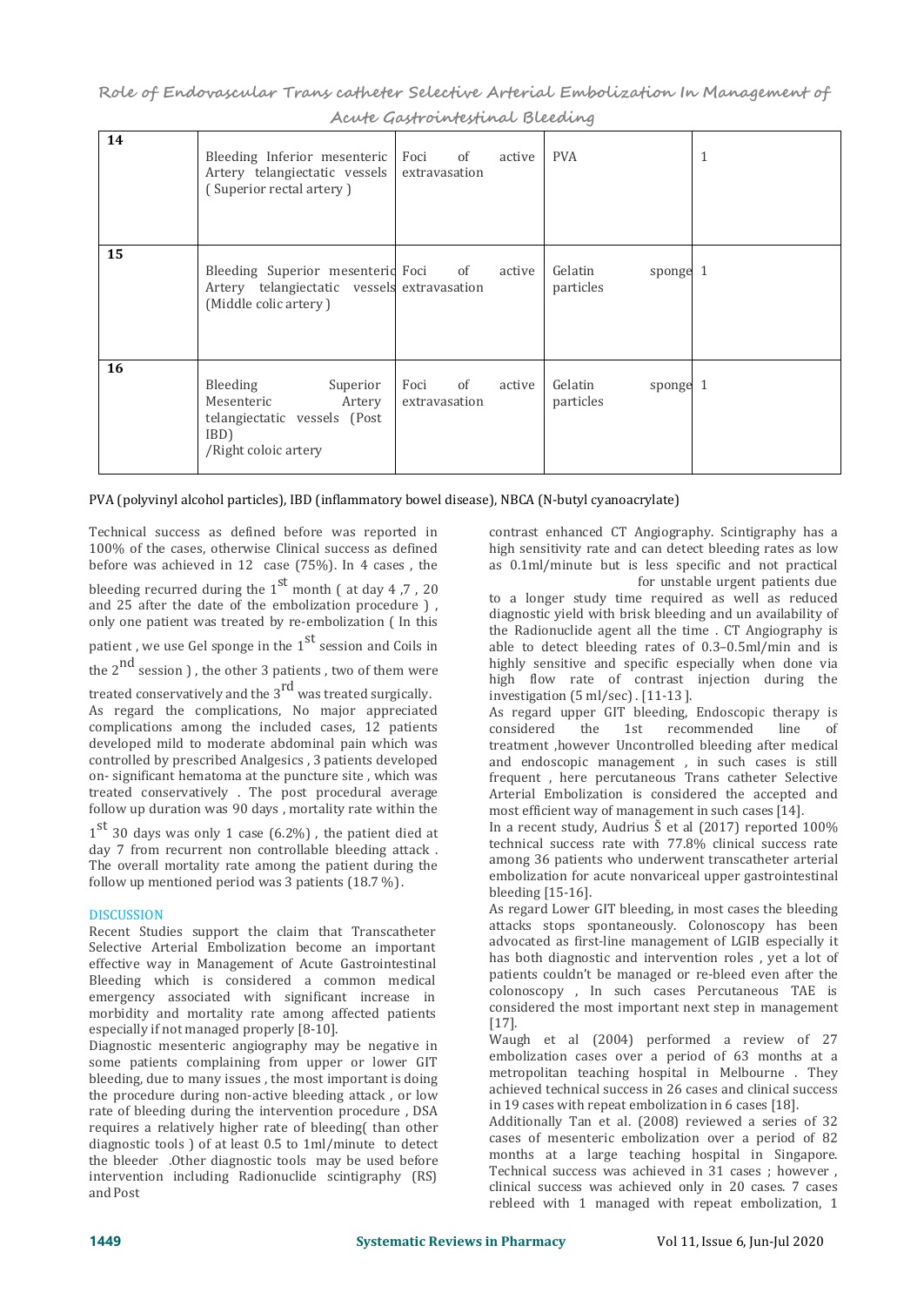| 14 | Bleeding Inferior mesenteric Artery telangiectatic vessels ( Superior rectal artery ) | Foci of active extravasation | PVA | 1 |
|---|---|---|---|---|
| 15 | Bleeding Superior mesenteric Artery telangiectatic vessels (Middle colic artery ) | Foci of active extravasation | Gelatin sponge particles | 1 |
| 16 | Bleeding Superior Mesenteric Artery telangiectatic vessels (Post IBD) /Right coloic artery | Foci of active extravasation | Gelatin sponge particles | 1 |

PVA (polyvinyl alcohol particles), IBD (inflammatory bowel disease), NBCA (N-butyl cyanoacrylate)

Technical success as defined before was reported in 100% of the cases, otherwise Clinical success as defined before was achieved in 12 case (75%). In 4 cases , the bleeding recurred during the 1st month ( at day 4 ,7 , 20 and 25 after the date of the embolization procedure ) , only one patient was treated by re-embolization ( In this patient , we use Gel sponge in the 1st session and Coils in the 2nd session ) , the other 3 patients , two of them were treated conservatively and the 3rd was treated surgically.

As regard the complications, No major appreciated complications among the included cases, 12 patients developed mild to moderate abdominal pain which was controlled by prescribed Analgesics , 3 patients developed on- significant hematoma at the puncture site , which was treated conservatively . The post procedural average follow up duration was 90 days , mortality rate within the 1st 30 days was only 1 case (6.2%) , the patient died at day 7 from recurrent non controllable bleeding attack . The overall mortality rate among the patient during the follow up mentioned period was 3 patients (18.7 %).

## DISCUSSION

Recent Studies support the claim that Transcatheter Selective Arterial Embolization become an important effective way in Management of Acute Gastrointestinal Bleeding which is considered a common medical emergency associated with significant increase in morbidity and mortality rate among affected patients especially if not managed properly [8-10].

Diagnostic mesenteric angiography may be negative in some patients complaining from upper or lower GIT bleeding, due to many issues , the most important is doing the procedure during non-active bleeding attack , or low rate of bleeding during the intervention procedure , DSA requires a relatively higher rate of bleeding( than other diagnostic tools ) of at least 0.5 to 1ml/minute to detect the bleeder .Other diagnostic tools may be used before intervention including Radionuclide scintigraphy (RS) and Post contrast enhanced CT Angiography. Scintigraphy has a high sensitivity rate and can detect bleeding rates as low as 0.1ml/minute but is less specific and not practical for unstable urgent patients due to a longer study time required as well as reduced diagnostic yield with brisk bleeding and un availability of the Radionuclide agent all the time . CT Angiography is able to detect bleeding rates of 0.3–0.5ml/min and is highly sensitive and specific especially when done via high flow rate of contrast injection during the investigation (5 ml/sec) . [11-13 ].

As regard upper GIT bleeding, Endoscopic therapy is considered the 1st recommended line of treatment ,however Uncontrolled bleeding after medical and endoscopic management , in such cases is still frequent , here percutaneous Trans catheter Selective Arterial Embolization is considered the accepted and most efficient way of management in such cases [14].

In a recent study, Audrius Š et al (2017) reported 100% technical success rate with 77.8% clinical success rate among 36 patients who underwent transcatheter arterial embolization for acute nonvariceal upper gastrointestinal bleeding [15-16].

As regard Lower GIT bleeding, in most cases the bleeding attacks stops spontaneously. Colonoscopy has been advocated as first-line management of LGIB especially it has both diagnostic and intervention roles , yet a lot of patients couldn't be managed or re-bleed even after the colonoscopy , In such cases Percutaneous TAE is considered the most important next step in management [17].

Waugh et al (2004) performed a review of 27 embolization cases over a period of 63 months at a metropolitan teaching hospital in Melbourne . They achieved technical success in 26 cases and clinical success in 19 cases with repeat embolization in 6 cases [18].

Additionally Tan et al. (2008) reviewed a series of 32 cases of mesenteric embolization over a period of 82 months at a large teaching hospital in Singapore. Technical success was achieved in 31 cases ; however , clinical success was achieved only in 20 cases. 7 cases rebleed with 1 managed with repeat embolization, 1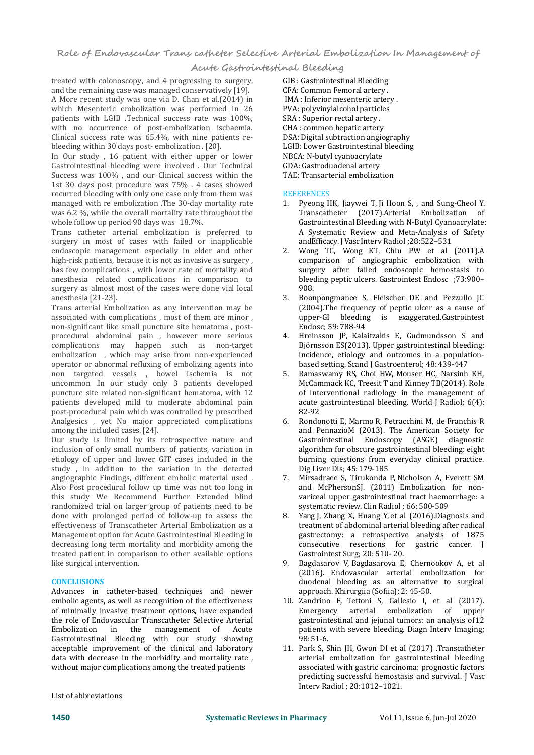treated with colonoscopy, and 4 progressing to surgery, and the remaining case was managed conservatively [19]. A More recent study was one via D. Chan et al.(2014) in which Mesenteric embolization was performed in 26 patients with LGIB .Technical success rate was 100%, with no occurrence of post-embolization ischaemia. Clinical success rate was 65.4%, with nine patients re-bleeding within 30 days post- embolization . [20].

In Our study , 16 patient with either upper or lower Gastrointestinal bleeding were involved . Our Technical Success was 100% , and our Clinical success within the 1st 30 days post procedure was 75% . 4 cases showed recurred bleeding with only one case only from them was managed with re embolization .The 30-day mortality rate was 6.2 %, while the overall mortality rate throughout the whole follow up period 90 days was 18.7%.

Trans catheter arterial embolization is preferred to surgery in most of cases with failed or inapplicable endoscopic management especially in elder and other high-risk patients, because it is not as invasive as surgery , has few complications , with lower rate of mortality and anesthesia related complications in comparison to surgery as almost most of the cases were done vial local anesthesia [21-23].

Trans arterial Embolization as any intervention may be associated with complications , most of them are minor , non-significant like small puncture site hematoma , post-procedural abdominal pain , however more serious complications may happen such as non-target embolization , which may arise from non-experienced operator or abnormal refluxing of embolizing agents into non targeted vessels , bowel ischemia is not uncommon .In our study only 3 patients developed puncture site related non-significant hematoma, with 12 patients developed mild to moderate abdominal pain post-procedural pain which was controlled by prescribed Analgesics , yet No major appreciated complications among the included cases. [24].

Our study is limited by its retrospective nature and inclusion of only small numbers of patients, variation in etiology of upper and lower GIT cases included in the study , in addition to the variation in the detected angiographic Findings, different embolic material used . Also Post procedural follow up time was not too long in this study We Recommend Further Extended blind randomized trial on larger group of patients need to be done with prolonged period of follow-up to assess the effectiveness of Transcatheter Arterial Embolization as a Management option for Acute Gastrointestinal Bleeding in decreasing long term mortality and morbidity among the treated patient in comparison to other available options like surgical intervention.

## CONCLUSIONS

Advances in catheter-based techniques and newer embolic agents, as well as recognition of the effectiveness of minimally invasive treatment options, have expanded the role of Endovascular Transcatheter Selective Arterial Embolization in the management of Acute Gastrointestinal Bleeding with our study showing acceptable improvement of the clinical and laboratory data with decrease in the morbidity and mortality rate , without major complications among the treated patients

List of abbreviations

GIB : Gastrointestinal Bleeding
CFA: Common Femoral artery .
IMA : Inferior mesenteric artery .
PVA: polyvinylalcohol particles
SRA : Superior rectal artery .
CHA : common hepatic artery
DSA: Digital subtraction angiography
LGIB: Lower Gastrointestinal bleeding
NBCA: N-butyl cyanoacrylate
GDA: Gastroduodenal artery
TAE: Transarterial embolization

## REFERENCES

1. Pyeong HK, Jiaywei T, Ji Hoon S, , and Sung-Cheol Y. Transcatheter (2017).Arterial Embolization of Gastrointestinal Bleeding with N-Butyl Cyanoacrylate: A Systematic Review and Meta-Analysis of Safety andEfficacy. J Vasc Interv Radiol ;28:522–531
2. Wong TC, Wong KT, Chiu PW et al (2011).A comparison of angiographic embolization with surgery after failed endoscopic hemostasis to bleeding peptic ulcers. Gastrointest Endosc ;73:900–908.
3. Boonpongmanee S, Fleischer DE and Pezzullo JC (2004).The frequency of peptic ulcer as a cause of upper-GI bleeding is exaggerated.Gastrointest Endosc; 59: 788-94
4. Hreinsson JP, Kalaitzakis E, Gudmundsson S and Björnsson ES(2013). Upper gastrointestinal bleeding: incidence, etiology and outcomes in a population-based setting. Scand J Gastroenterol; 48: 439-447
5. Ramaswamy RS, Choi HW, Mouser HC, Narsinh KH, McCammack KC, Treesit T and Kinney TB(2014). Role of interventional radiology in the management of acute gastrointestinal bleeding. World J Radiol; 6(4): 82-92
6. Rondonotti E, Marmo R, Petracchini M, de Franchis R and PennazioM (2013). The American Society for Gastrointestinal Endoscopy (ASGE) diagnostic algorithm for obscure gastrointestinal bleeding: eight burning questions from everyday clinical practice. Dig Liver Dis; 45: 179-185
7. Mirsadraee S, Tirukonda P, Nicholson A, Everett SM and McPhersonSJ. (2011) Embolization for non-variceal upper gastrointestinal tract haemorrhage: a systematic review. Clin Radiol ; 66: 500-509
8. Yang J, Zhang X, Huang Y, et al (2016).Diagnosis and treatment of abdominal arterial bleeding after radical gastrectomy: a retrospective analysis of 1875 consecutive resections for gastric cancer. J Gastrointest Surg; 20: 510- 20.
9. Bagdasarov V, Bagdasarova E, Chernookov A, et al (2016). Endovascular arterial embolization for duodenal bleeding as an alternative to surgical approach. Khirurgiia (Sofiia); 2: 45-50.
10. Zandrino F, Tettoni S, Gallesio I, et al (2017). Emergency arterial embolization of upper gastrointestinal and jejunal tumors: an analysis of12 patients with severe bleeding. Diagn Interv Imaging; 98: 51-6.
11. Park S, Shin JH, Gwon DI et al (2017) .Transcatheter arterial embolization for gastrointestinal bleeding associated with gastric carcinoma: prognostic factors predicting successful hemostasis and survival. J Vasc Interv Radiol ; 28:1012–1021.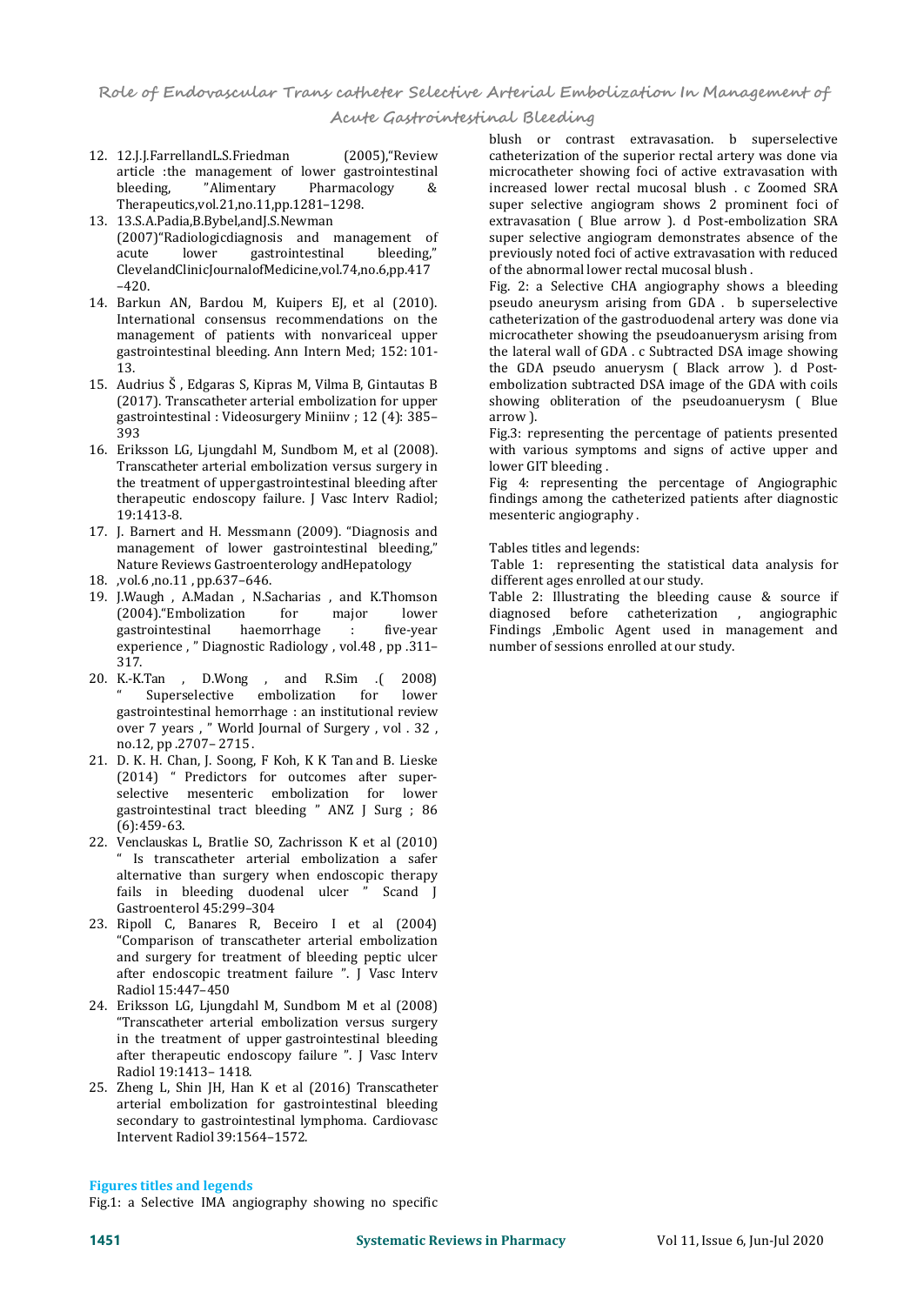12. 12.J.J.FarrellandL.S.Friedman (2005),"Review article :the management of lower gastrointestinal bleeding, "Alimentary Pharmacology & Therapeutics,vol.21,no.11,pp.1281–1298.
13. 13.S.A.Padia,B.Bybel,andJ.S.Newman (2007)"Radiologicdiagnosis and management of acute lower gastrointestinal bleeding," ClevelandClinicJournalofMedicine,vol.74,no.6,pp.417–420.
14. Barkun AN, Bardou M, Kuipers EJ, et al (2010). International consensus recommendations on the management of patients with nonvariceal upper gastrointestinal bleeding. Ann Intern Med; 152: 101-13.
15. Audrius Š , Edgaras S, Kipras M, Vilma B, Gintautas B (2017). Transcatheter arterial embolization for upper gastrointestinal : Videosurgery Miniinv ; 12 (4): 385–393
16. Eriksson LG, Ljungdahl M, Sundbom M, et al (2008). Transcatheter arterial embolization versus surgery in the treatment of uppergastrointestinal bleeding after therapeutic endoscopy failure. J Vasc Interv Radiol; 19:1413-8.
17. J. Barnert and H. Messmann (2009). "Diagnosis and management of lower gastrointestinal bleeding," Nature Reviews Gastroenterology andHepatology
18. ,vol.6 ,no.11 , pp.637–646.
19. J.Waugh , A.Madan , N.Sacharias , and K.Thomson (2004)."Embolization for major lower gastrointestinal haemorrhage : five-year experience , " Diagnostic Radiology , vol.48 , pp .311–317.
20. K.-K.Tan , D.Wong , and R.Sim .( 2008) " Superselective embolization for lower gastrointestinal hemorrhage : an institutional review over 7 years , " World Journal of Surgery , vol . 32 , no.12, pp .2707– 2715 .
21. D. K. H. Chan, J. Soong, F Koh, K K Tan and B. Lieske (2014) " Predictors for outcomes after super-selective mesenteric embolization for lower gastrointestinal tract bleeding " ANZ J Surg ; 86 (6):459-63.
22. Venclauskas L, Bratlie SO, Zachrisson K et al (2010) " Is transcatheter arterial embolization a safer alternative than surgery when endoscopic therapy fails in bleeding duodenal ulcer " Scand J Gastroenterol 45:299–304
23. Ripoll C, Banares R, Beceiro I et al (2004) "Comparison of transcatheter arterial embolization and surgery for treatment of bleeding peptic ulcer after endoscopic treatment failure ". J Vasc Interv Radiol 15:447–450
24. Eriksson LG, Ljungdahl M, Sundbom M et al (2008) "Transcatheter arterial embolization versus surgery in the treatment of upper gastrointestinal bleeding after therapeutic endoscopy failure ". J Vasc Interv Radiol 19:1413– 1418.
25. Zheng L, Shin JH, Han K et al (2016) Transcatheter arterial embolization for gastrointestinal bleeding secondary to gastrointestinal lymphoma. Cardiovasc Intervent Radiol 39:1564–1572.

**Figures titles and legends**

Fig.1: a Selective IMA angiography showing no specific blush or contrast extravasation. b superselective catheterization of the superior rectal artery was done via microcatheter showing foci of active extravasation with increased lower rectal mucosal blush . c Zoomed SRA super selective angiogram shows 2 prominent foci of extravasation ( Blue arrow ). d Post-embolization SRA super selective angiogram demonstrates absence of the previously noted foci of active extravasation with reduced of the abnormal lower rectal mucosal blush .

Fig. 2: a Selective CHA angiography shows a bleeding pseudo aneurysm arising from GDA . b superselective catheterization of the gastroduodenal artery was done via microcatheter showing the pseudoanuerysm arising from the lateral wall of GDA . c Subtracted DSA image showing the GDA pseudo anuerysm ( Black arrow ). d Post-embolization subtracted DSA image of the GDA with coils showing obliteration of the pseudoanuerysm ( Blue arrow ).

Fig.3: representing the percentage of patients presented with various symptoms and signs of active upper and lower GIT bleeding .

Fig 4: representing the percentage of Angiographic findings among the catheterized patients after diagnostic mesenteric angiography .

Tables titles and legends:

Table 1: representing the statistical data analysis for different ages enrolled at our study.

Table 2: Illustrating the bleeding cause & source if diagnosed before catheterization , angiographic Findings ,Embolic Agent used in management and number of sessions enrolled at our study.